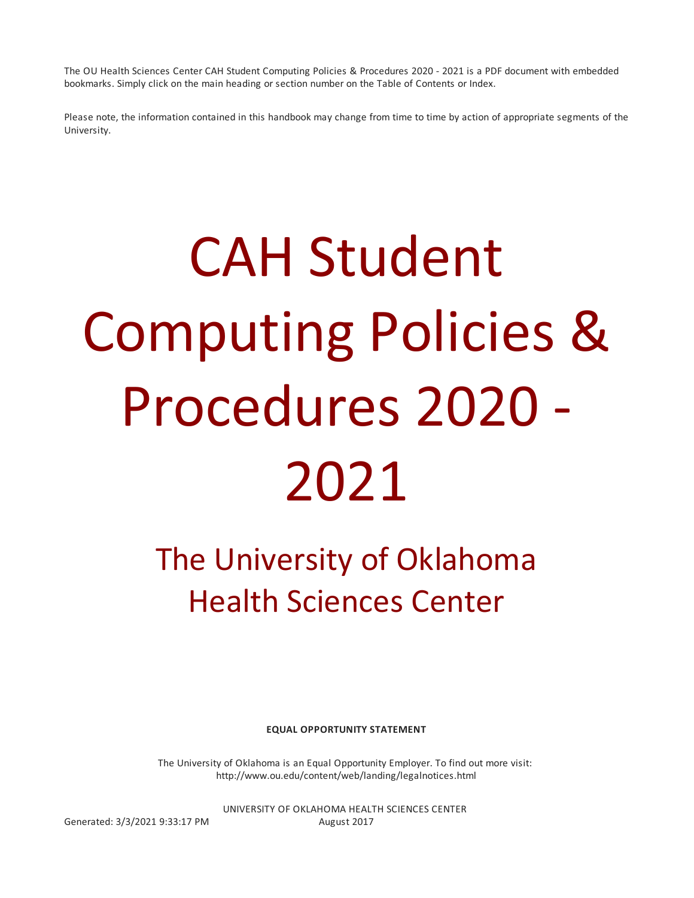The OU Health Sciences Center CAH Student Computing Policies & Procedures 2020 - 2021 is a PDF document with embedded bookmarks. Simply click on the main heading or section number on the Table of Contents or Index.

Please note, the information contained in this handbook may change from time to time by action of appropriate segments of the University.

# CAH Student Computing Policies & Procedures 2020 - 2021

## The University of Oklahoma Health Sciences Center

**EQUAL OPPORTUNITY STATEMENT**

The University of Oklahoma is an Equal Opportunity Employer. To find out more visit: http://www.ou.edu/content/web/landing/legalnotices.html

UNIVERSITY OF OKLAHOMA HEALTH SCIENCES CENTER

Generated: 3/3/2021 9:33:17 PM

August 2017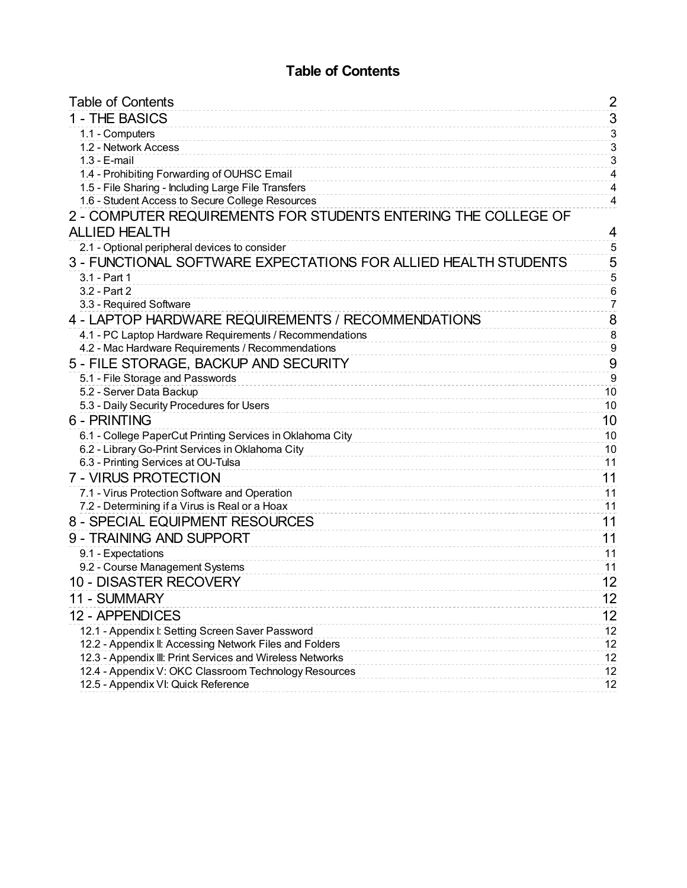# Table of Contents

| Section | Page |
|---|---|
| Table of Contents | 2 |
| 1 - THE BASICS | 3 |
| 1.1 - Computers | 3 |
| 1.2 - Network Access | 3 |
| 1.3 - E-mail | 3 |
| 1.4 - Prohibiting Forwarding of OUHSC Email | 4 |
| 1.5 - File Sharing - Including Large File Transfers | 4 |
| 1.6 - Student Access to Secure College Resources | 4 |
| 2 - COMPUTER REQUIREMENTS FOR STUDENTS ENTERING THE COLLEGE OF ALLIED HEALTH | 4 |
| 2.1 - Optional peripheral devices to consider | 5 |
| 3 - FUNCTIONAL SOFTWARE EXPECTATIONS FOR ALLIED HEALTH STUDENTS | 5 |
| 3.1 - Part 1 | 5 |
| 3.2 - Part 2 | 6 |
| 3.3 - Required Software | 7 |
| 4 - LAPTOP HARDWARE REQUIREMENTS / RECOMMENDATIONS | 8 |
| 4.1 - PC Laptop Hardware Requirements / Recommendations | 8 |
| 4.2 - Mac Hardware Requirements / Recommendations | 9 |
| 5 - FILE STORAGE, BACKUP AND SECURITY | 9 |
| 5.1 - File Storage and Passwords | 9 |
| 5.2 - Server Data Backup | 10 |
| 5.3 - Daily Security Procedures for Users | 10 |
| 6 - PRINTING | 10 |
| 6.1 - College PaperCut Printing Services in Oklahoma City | 10 |
| 6.2 - Library Go-Print Services in Oklahoma City | 10 |
| 6.3 - Printing Services at OU-Tulsa | 11 |
| 7 - VIRUS PROTECTION | 11 |
| 7.1 - Virus Protection Software and Operation | 11 |
| 7.2 - Determining if a Virus is Real or a Hoax | 11 |
| 8 - SPECIAL EQUIPMENT RESOURCES | 11 |
| 9 - TRAINING AND SUPPORT | 11 |
| 9.1 - Expectations | 11 |
| 9.2 - Course Management Systems | 11 |
| 10 - DISASTER RECOVERY | 12 |
| 11 - SUMMARY | 12 |
| 12 - APPENDICES | 12 |
| 12.1 - Appendix I: Setting Screen Saver Password | 12 |
| 12.2 - Appendix II: Accessing Network Files and Folders | 12 |
| 12.3 - Appendix III: Print Services and Wireless Networks | 12 |
| 12.4 - Appendix V: OKC Classroom Technology Resources | 12 |
| 12.5 - Appendix VI: Quick Reference | 12 |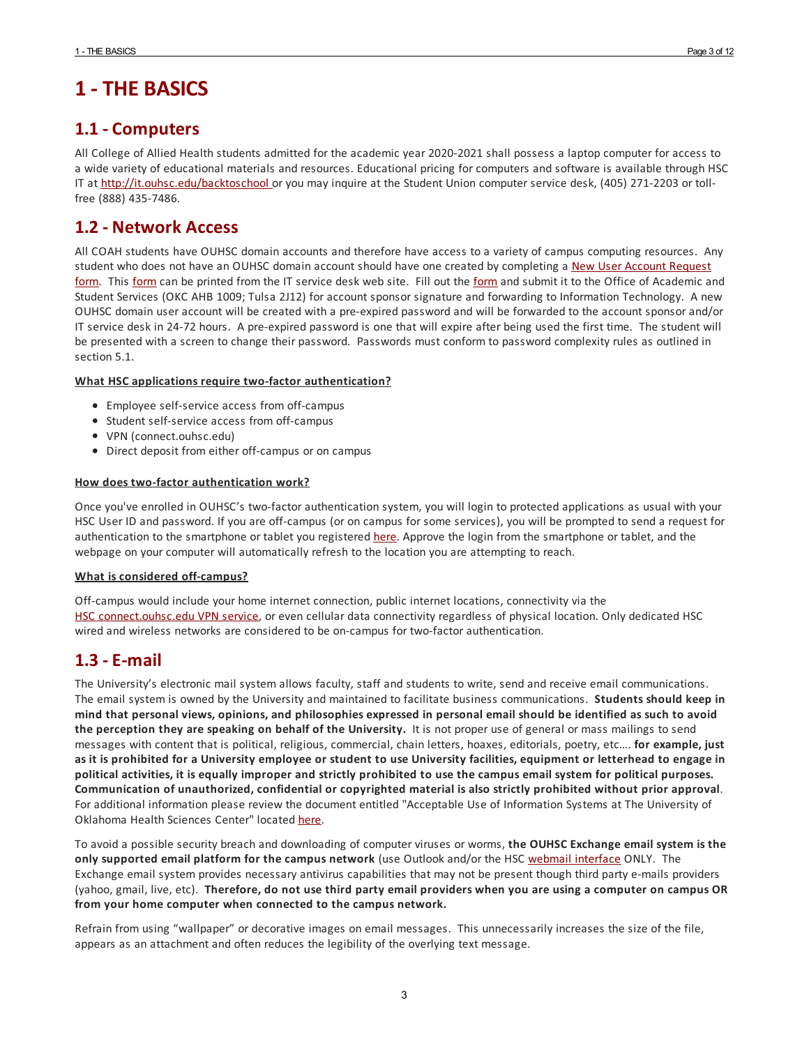# 1 - THE BASICS

## 1.1 - Computers

All College of Allied Health students admitted for the academic year 2020-2021 shall possess a laptop computer for access to a wide variety of educational materials and resources. Educational pricing for computers and software is available through HSC IT at http://it.ouhsc.edu/backtoschool or you may inquire at the Student Union computer service desk, (405) 271-2203 or toll-free (888) 435-7486.

## 1.2 - Network Access

All COAH students have OUHSC domain accounts and therefore have access to a variety of campus computing resources. Any student who does not have an OUHSC domain account should have one created by completing a New User Account Request form. This form can be printed from the IT service desk web site. Fill out the form and submit it to the Office of Academic and Student Services (OKC AHB 1009; Tulsa 2J12) for account sponsor signature and forwarding to Information Technology. A new OUHSC domain user account will be created with a pre-expired password and will be forwarded to the account sponsor and/or IT service desk in 24-72 hours. A pre-expired password is one that will expire after being used the first time. The student will be presented with a screen to change their password. Passwords must conform to password complexity rules as outlined in section 5.1.

**What HSC applications require two-factor authentication?**

- Employee self-service access from off-campus
- Student self-service access from off-campus
- VPN (connect.ouhsc.edu)
- Direct deposit from either off-campus or on campus

**How does two-factor authentication work?**

Once you've enrolled in OUHSC's two-factor authentication system, you will login to protected applications as usual with your HSC User ID and password. If you are off-campus (or on campus for some services), you will be prompted to send a request for authentication to the smartphone or tablet you registered here. Approve the login from the smartphone or tablet, and the webpage on your computer will automatically refresh to the location you are attempting to reach.

**What is considered off-campus?**

Off-campus would include your home internet connection, public internet locations, connectivity via the HSC connect.ouhsc.edu VPN service, or even cellular data connectivity regardless of physical location. Only dedicated HSC wired and wireless networks are considered to be on-campus for two-factor authentication.

## 1.3 - E-mail

The University's electronic mail system allows faculty, staff and students to write, send and receive email communications. The email system is owned by the University and maintained to facilitate business communications. **Students should keep in mind that personal views, opinions, and philosophies expressed in personal email should be identified as such to avoid the perception they are speaking on behalf of the University.** It is not proper use of general or mass mailings to send messages with content that is political, religious, commercial, chain letters, hoaxes, editorials, poetry, etc…. **for example, just as it is prohibited for a University employee or student to use University facilities, equipment or letterhead to engage in political activities, it is equally improper and strictly prohibited to use the campus email system for political purposes. Communication of unauthorized, confidential or copyrighted material is also strictly prohibited without prior approval**. For additional information please review the document entitled "Acceptable Use of Information Systems at The University of Oklahoma Health Sciences Center" located here.

To avoid a possible security breach and downloading of computer viruses or worms, **the OUHSC Exchange email system is the only supported email platform for the campus network** (use Outlook and/or the HSC webmail interface ONLY. The Exchange email system provides necessary antivirus capabilities that may not be present though third party e-mails providers (yahoo, gmail, live, etc). **Therefore, do not use third party email providers when you are using a computer on campus OR from your home computer when connected to the campus network.**

Refrain from using "wallpaper" or decorative images on email messages. This unnecessarily increases the size of the file, appears as an attachment and often reduces the legibility of the overlying text message.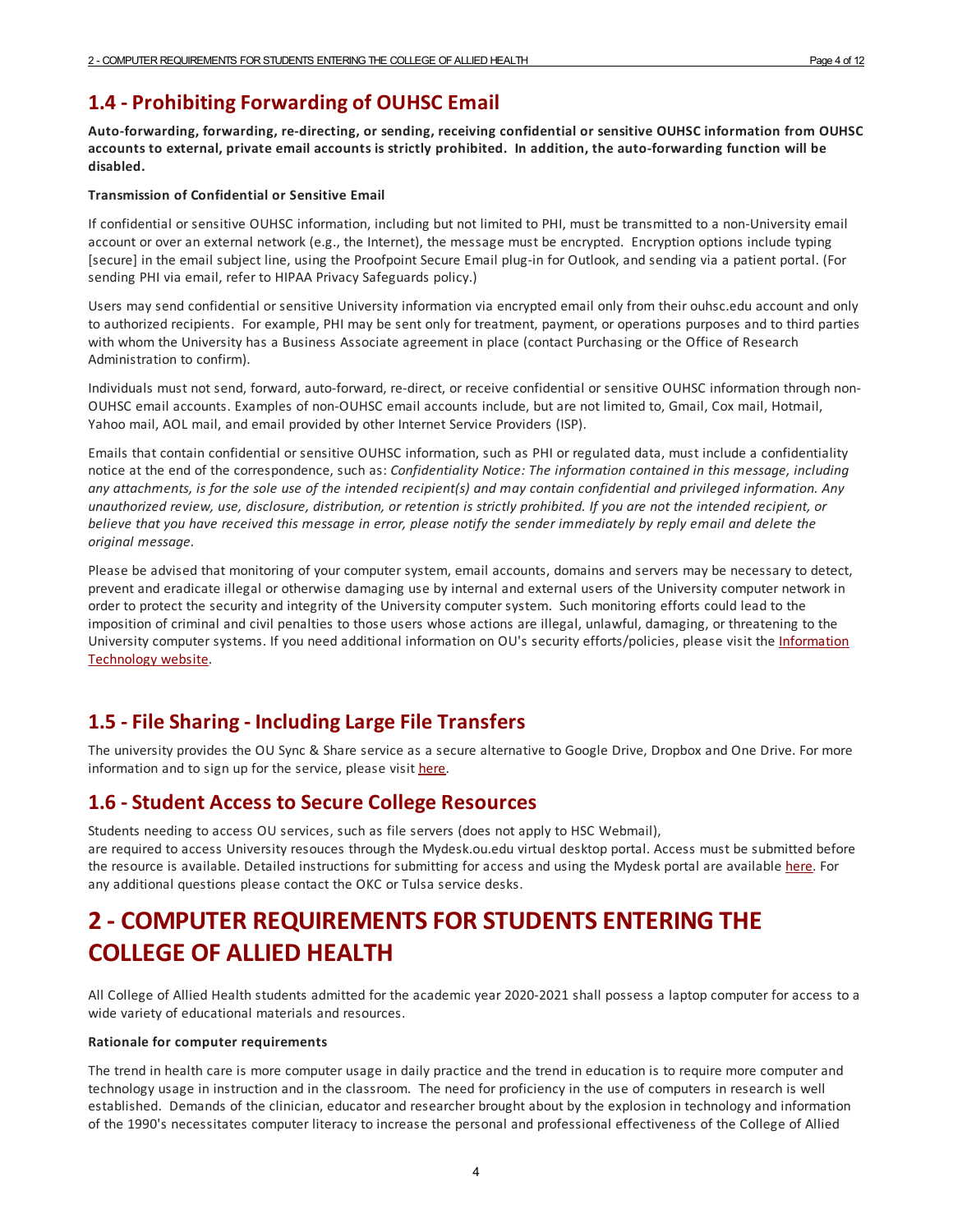## 1.4 - Prohibiting Forwarding of OUHSC Email

**Auto-forwarding, forwarding, re-directing, or sending, receiving confidential or sensitive OUHSC information from OUHSC accounts to external, private email accounts is strictly prohibited. In addition, the auto-forwarding function will be disabled.**

**Transmission of Confidential or Sensitive Email**

If confidential or sensitive OUHSC information, including but not limited to PHI, must be transmitted to a non-University email account or over an external network (e.g., the Internet), the message must be encrypted. Encryption options include typing [secure] in the email subject line, using the Proofpoint Secure Email plug-in for Outlook, and sending via a patient portal. (For sending PHI via email, refer to HIPAA Privacy Safeguards policy.)

Users may send confidential or sensitive University information via encrypted email only from their ouhsc.edu account and only to authorized recipients. For example, PHI may be sent only for treatment, payment, or operations purposes and to third parties with whom the University has a Business Associate agreement in place (contact Purchasing or the Office of Research Administration to confirm).

Individuals must not send, forward, auto-forward, re-direct, or receive confidential or sensitive OUHSC information through non-OUHSC email accounts. Examples of non-OUHSC email accounts include, but are not limited to, Gmail, Cox mail, Hotmail, Yahoo mail, AOL mail, and email provided by other Internet Service Providers (ISP).

Emails that contain confidential or sensitive OUHSC information, such as PHI or regulated data, must include a confidentiality notice at the end of the correspondence, such as: *Confidentiality Notice: The information contained in this message, including any attachments, is for the sole use of the intended recipient(s) and may contain confidential and privileged information. Any unauthorized review, use, disclosure, distribution, or retention is strictly prohibited. If you are not the intended recipient, or believe that you have received this message in error, please notify the sender immediately by reply email and delete the original message.*

Please be advised that monitoring of your computer system, email accounts, domains and servers may be necessary to detect, prevent and eradicate illegal or otherwise damaging use by internal and external users of the University computer network in order to protect the security and integrity of the University computer system. Such monitoring efforts could lead to the imposition of criminal and civil penalties to those users whose actions are illegal, unlawful, damaging, or threatening to the University computer systems. If you need additional information on OU's security efforts/policies, please visit the Information Technology website.

## 1.5 - File Sharing - Including Large File Transfers

The university provides the OU Sync & Share service as a secure alternative to Google Drive, Dropbox and One Drive. For more information and to sign up for the service, please visit here.

## 1.6 - Student Access to Secure College Resources

Students needing to access OU services, such as file servers (does not apply to HSC Webmail), are required to access University resouces through the Mydesk.ou.edu virtual desktop portal. Access must be submitted before the resource is available. Detailed instructions for submitting for access and using the Mydesk portal are available here. For any additional questions please contact the OKC or Tulsa service desks.

# 2 - COMPUTER REQUIREMENTS FOR STUDENTS ENTERING THE COLLEGE OF ALLIED HEALTH

All College of Allied Health students admitted for the academic year 2020-2021 shall possess a laptop computer for access to a wide variety of educational materials and resources.

**Rationale for computer requirements**

The trend in health care is more computer usage in daily practice and the trend in education is to require more computer and technology usage in instruction and in the classroom. The need for proficiency in the use of computers in research is well established. Demands of the clinician, educator and researcher brought about by the explosion in technology and information of the 1990's necessitates computer literacy to increase the personal and professional effectiveness of the College of Allied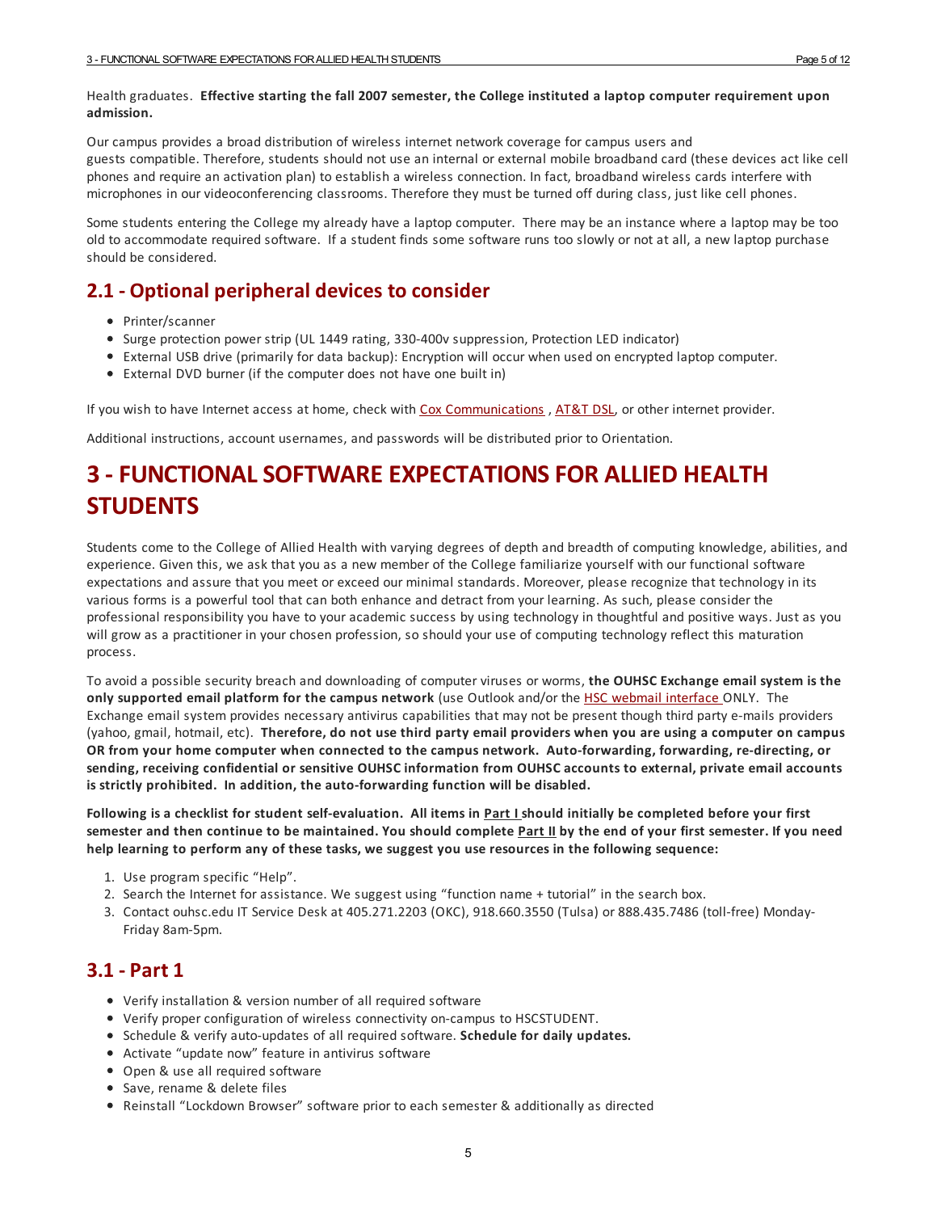Health graduates. **Effective starting the fall 2007 semester, the College instituted a laptop computer requirement upon admission.**

Our campus provides a broad distribution of wireless internet network coverage for campus users and guests compatible. Therefore, students should not use an internal or external mobile broadband card (these devices act like cell phones and require an activation plan) to establish a wireless connection. In fact, broadband wireless cards interfere with microphones in our videoconferencing classrooms. Therefore they must be turned off during class, just like cell phones.

Some students entering the College my already have a laptop computer. There may be an instance where a laptop may be too old to accommodate required software. If a student finds some software runs too slowly or not at all, a new laptop purchase should be considered.

## 2.1 - Optional peripheral devices to consider

- Printer/scanner
- Surge protection power strip (UL 1449 rating, 330-400v suppression, Protection LED indicator)
- External USB drive (primarily for data backup): Encryption will occur when used on encrypted laptop computer.
- External DVD burner (if the computer does not have one built in)

If you wish to have Internet access at home, check with Cox Communications , AT&T DSL, or other internet provider.

Additional instructions, account usernames, and passwords will be distributed prior to Orientation.

# 3 - FUNCTIONAL SOFTWARE EXPECTATIONS FOR ALLIED HEALTH STUDENTS

Students come to the College of Allied Health with varying degrees of depth and breadth of computing knowledge, abilities, and experience. Given this, we ask that you as a new member of the College familiarize yourself with our functional software expectations and assure that you meet or exceed our minimal standards. Moreover, please recognize that technology in its various forms is a powerful tool that can both enhance and detract from your learning. As such, please consider the professional responsibility you have to your academic success by using technology in thoughtful and positive ways. Just as you will grow as a practitioner in your chosen profession, so should your use of computing technology reflect this maturation process.

To avoid a possible security breach and downloading of computer viruses or worms, **the OUHSC Exchange email system is the only supported email platform for the campus network** (use Outlook and/or the HSC webmail interface ONLY. The Exchange email system provides necessary antivirus capabilities that may not be present though third party e-mails providers (yahoo, gmail, hotmail, etc). **Therefore, do not use third party email providers when you are using a computer on campus OR from your home computer when connected to the campus network. Auto-forwarding, forwarding, re-directing, or sending, receiving confidential or sensitive OUHSC information from OUHSC accounts to external, private email accounts is strictly prohibited. In addition, the auto-forwarding function will be disabled.**

**Following is a checklist for student self-evaluation. All items in Part I should initially be completed before your first semester and then continue to be maintained. You should complete Part II by the end of your first semester. If you need help learning to perform any of these tasks, we suggest you use resources in the following sequence:**

1. Use program specific “Help”.
2. Search the Internet for assistance. We suggest using “function name + tutorial” in the search box.
3. Contact ouhsc.edu IT Service Desk at 405.271.2203 (OKC), 918.660.3550 (Tulsa) or 888.435.7486 (toll-free) Monday-Friday 8am-5pm.

## 3.1 - Part 1

- Verify installation & version number of all required software
- Verify proper configuration of wireless connectivity on-campus to HSCSTUDENT.
- Schedule & verify auto-updates of all required software. **Schedule for daily updates.**
- Activate “update now” feature in antivirus software
- Open & use all required software
- Save, rename & delete files
- Reinstall “Lockdown Browser” software prior to each semester & additionally as directed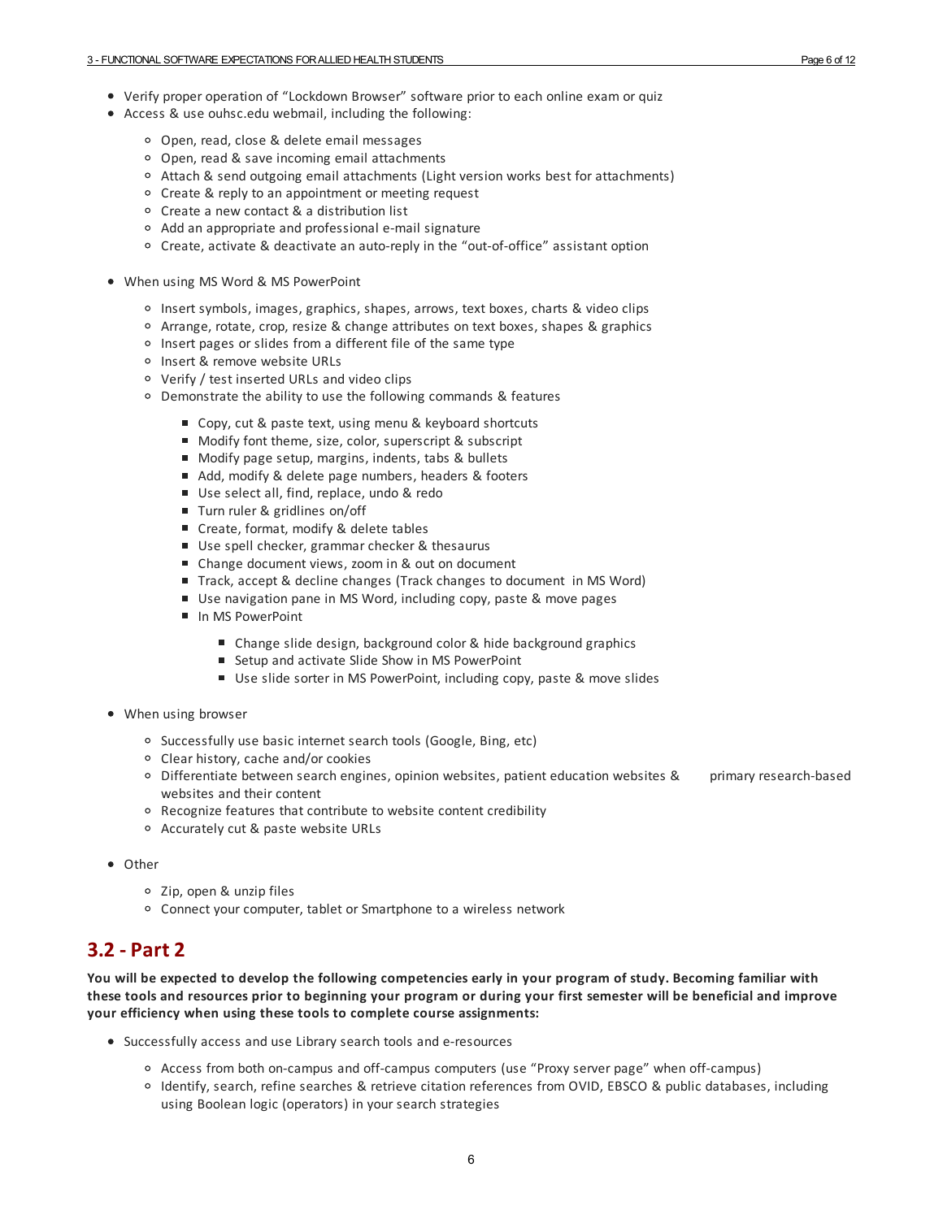- Verify proper operation of "Lockdown Browser" software prior to each online exam or quiz
- Access & use ouhsc.edu webmail, including the following:
  - Open, read, close & delete email messages
  - Open, read & save incoming email attachments
  - Attach & send outgoing email attachments (Light version works best for attachments)
  - Create & reply to an appointment or meeting request
  - Create a new contact & a distribution list
  - Add an appropriate and professional e-mail signature
  - Create, activate & deactivate an auto-reply in the "out-of-office" assistant option

- When using MS Word & MS PowerPoint
  - Insert symbols, images, graphics, shapes, arrows, text boxes, charts & video clips
  - Arrange, rotate, crop, resize & change attributes on text boxes, shapes & graphics
  - Insert pages or slides from a different file of the same type
  - Insert & remove website URLs
  - Verify / test inserted URLs and video clips
  - Demonstrate the ability to use the following commands & features
    - Copy, cut & paste text, using menu & keyboard shortcuts
    - Modify font theme, size, color, superscript & subscript
    - Modify page setup, margins, indents, tabs & bullets
    - Add, modify & delete page numbers, headers & footers
    - Use select all, find, replace, undo & redo
    - Turn ruler & gridlines on/off
    - Create, format, modify & delete tables
    - Use spell checker, grammar checker & thesaurus
    - Change document views, zoom in & out on document
    - Track, accept & decline changes (Track changes to document in MS Word)
    - Use navigation pane in MS Word, including copy, paste & move pages
    - In MS PowerPoint
      - Change slide design, background color & hide background graphics
      - Setup and activate Slide Show in MS PowerPoint
      - Use slide sorter in MS PowerPoint, including copy, paste & move slides

- When using browser
  - Successfully use basic internet search tools (Google, Bing, etc)
  - Clear history, cache and/or cookies
  - Differentiate between search engines, opinion websites, patient education websites & primary research-based websites and their content
  - Recognize features that contribute to website content credibility
  - Accurately cut & paste website URLs

- Other
  - Zip, open & unzip files
  - Connect your computer, tablet or Smartphone to a wireless network

## 3.2 - Part 2

**You will be expected to develop the following competencies early in your program of study. Becoming familiar with these tools and resources prior to beginning your program or during your first semester will be beneficial and improve your efficiency when using these tools to complete course assignments:**

- Successfully access and use Library search tools and e-resources
  - Access from both on-campus and off-campus computers (use "Proxy server page" when off-campus)
  - Identify, search, refine searches & retrieve citation references from OVID, EBSCO & public databases, including using Boolean logic (operators) in your search strategies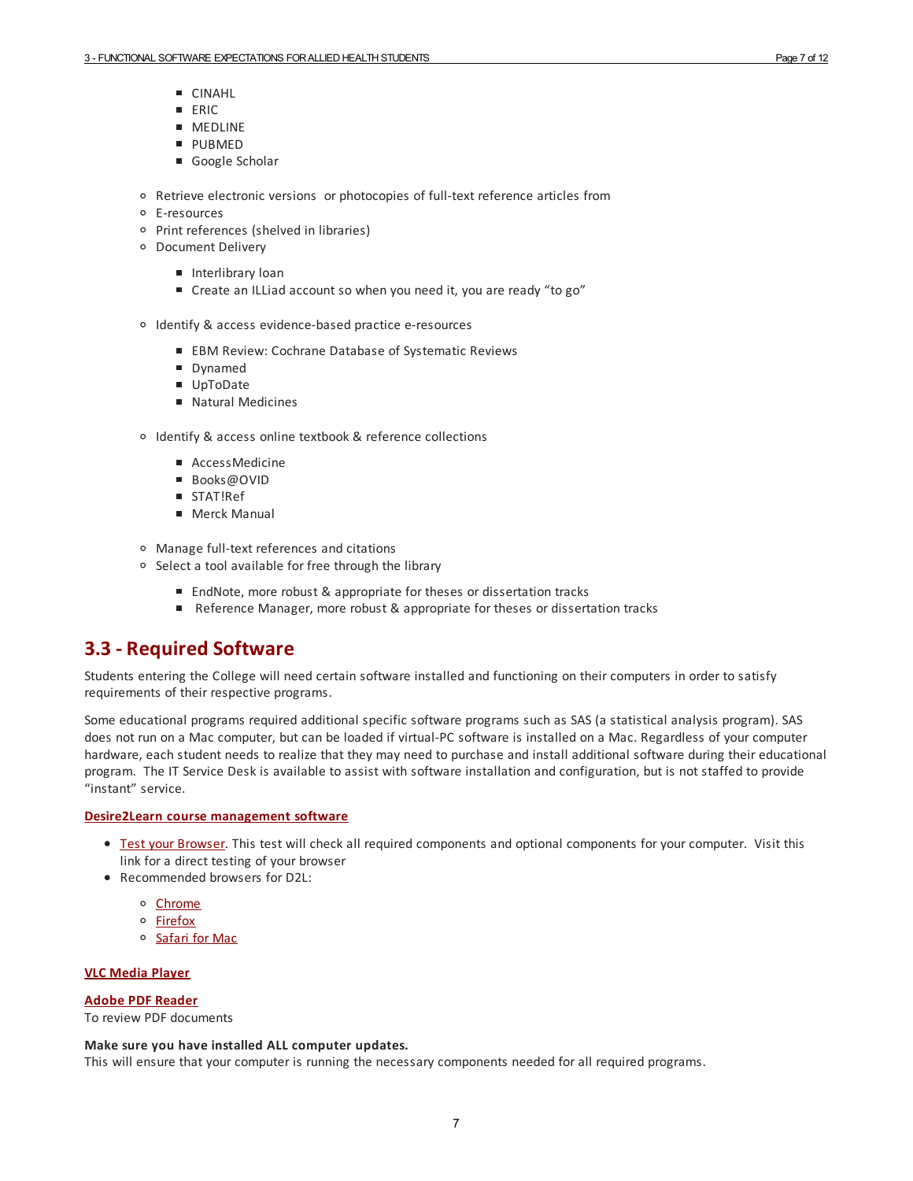- CINAHL
        - ERIC
        - MEDLINE
        - PUBMED
        - Google Scholar

    - Retrieve electronic versions or photocopies of full-text reference articles from
    - E-resources
    - Print references (shelved in libraries)
    - Document Delivery
        - Interlibrary loan
        - Create an ILLiad account so when you need it, you are ready "to go"

    - Identify & access evidence-based practice e-resources
        - EBM Review: Cochrane Database of Systematic Reviews
        - Dynamed
        - UpToDate
        - Natural Medicines

    - Identify & access online textbook & reference collections
        - AccessMedicine
        - Books@OVID
        - STAT!Ref
        - Merck Manual

    - Manage full-text references and citations
    - Select a tool available for free through the library
        - EndNote, more robust & appropriate for theses or dissertation tracks
        - Reference Manager, more robust & appropriate for theses or dissertation tracks

## 3.3 - Required Software

Students entering the College will need certain software installed and functioning on their computers in order to satisfy requirements of their respective programs.

Some educational programs required additional specific software programs such as SAS (a statistical analysis program). SAS does not run on a Mac computer, but can be loaded if virtual-PC software is installed on a Mac. Regardless of your computer hardware, each student needs to realize that they may need to purchase and install additional software during their educational program. The IT Service Desk is available to assist with software installation and configuration, but is not staffed to provide "instant" service.

**Desire2Learn course management software**

- Test your Browser. This test will check all required components and optional components for your computer. Visit this link for a direct testing of your browser
- Recommended browsers for D2L:
    - Chrome
    - Firefox
    - Safari for Mac

**VLC Media Player**

**Adobe PDF Reader**
To review PDF documents

**Make sure you have installed ALL computer updates.**
This will ensure that your computer is running the necessary components needed for all required programs.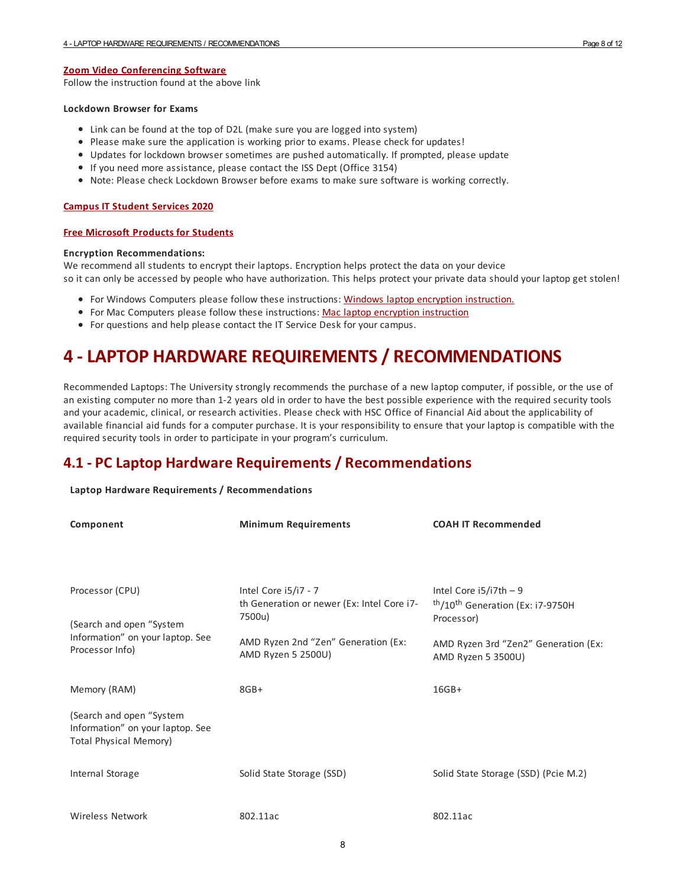**Zoom Video Conferencing Software**
Follow the instruction found at the above link

**Lockdown Browser for Exams**

- Link can be found at the top of D2L (make sure you are logged into system)
- Please make sure the application is working prior to exams. Please check for updates!
- Updates for lockdown browser sometimes are pushed automatically. If prompted, please update
- If you need more assistance, please contact the ISS Dept (Office 3154)
- Note: Please check Lockdown Browser before exams to make sure software is working correctly.

**Campus IT Student Services 2020**

**Free Microsoft Products for Students**

**Encryption Recommendations:**
We recommend all students to encrypt their laptops. Encryption helps protect the data on your device so it can only be accessed by people who have authorization. This helps protect your private data should your laptop get stolen!

- For Windows Computers please follow these instructions: Windows laptop encryption instruction.
- For Mac Computers please follow these instructions: Mac laptop encryption instruction
- For questions and help please contact the IT Service Desk for your campus.

# 4 - LAPTOP HARDWARE REQUIREMENTS / RECOMMENDATIONS

Recommended Laptops: The University strongly recommends the purchase of a new laptop computer, if possible, or the use of an existing computer no more than 1-2 years old in order to have the best possible experience with the required security tools and your academic, clinical, or research activities. Please check with HSC Office of Financial Aid about the applicability of available financial aid funds for a computer purchase. It is your responsibility to ensure that your laptop is compatible with the required security tools in order to participate in your program's curriculum.

## 4.1 - PC Laptop Hardware Requirements / Recommendations

**Laptop Hardware Requirements / Recommendations**

| Component | Minimum Requirements | COAH IT Recommended |
|---|---|---|
| Processor (CPU)<br><br>(Search and open "System Information" on your laptop. See Processor Info) | Intel Core i5/i7 - 7 th Generation or newer (Ex: Intel Core i7-7500u)<br><br>AMD Ryzen 2nd "Zen" Generation (Ex: AMD Ryzen 5 2500U) | Intel Core i5/i7th – 9th/10th Generation (Ex: i7-9750H Processor)<br><br>AMD Ryzen 3rd "Zen2" Generation (Ex: AMD Ryzen 5 3500U) |
| Memory (RAM)<br><br>(Search and open "System Information" on your laptop. See Total Physical Memory) | 8GB+ | 16GB+ |
| Internal Storage | Solid State Storage (SSD) | Solid State Storage (SSD) (Pcie M.2) |
| Wireless Network | 802.11ac | 802.11ac |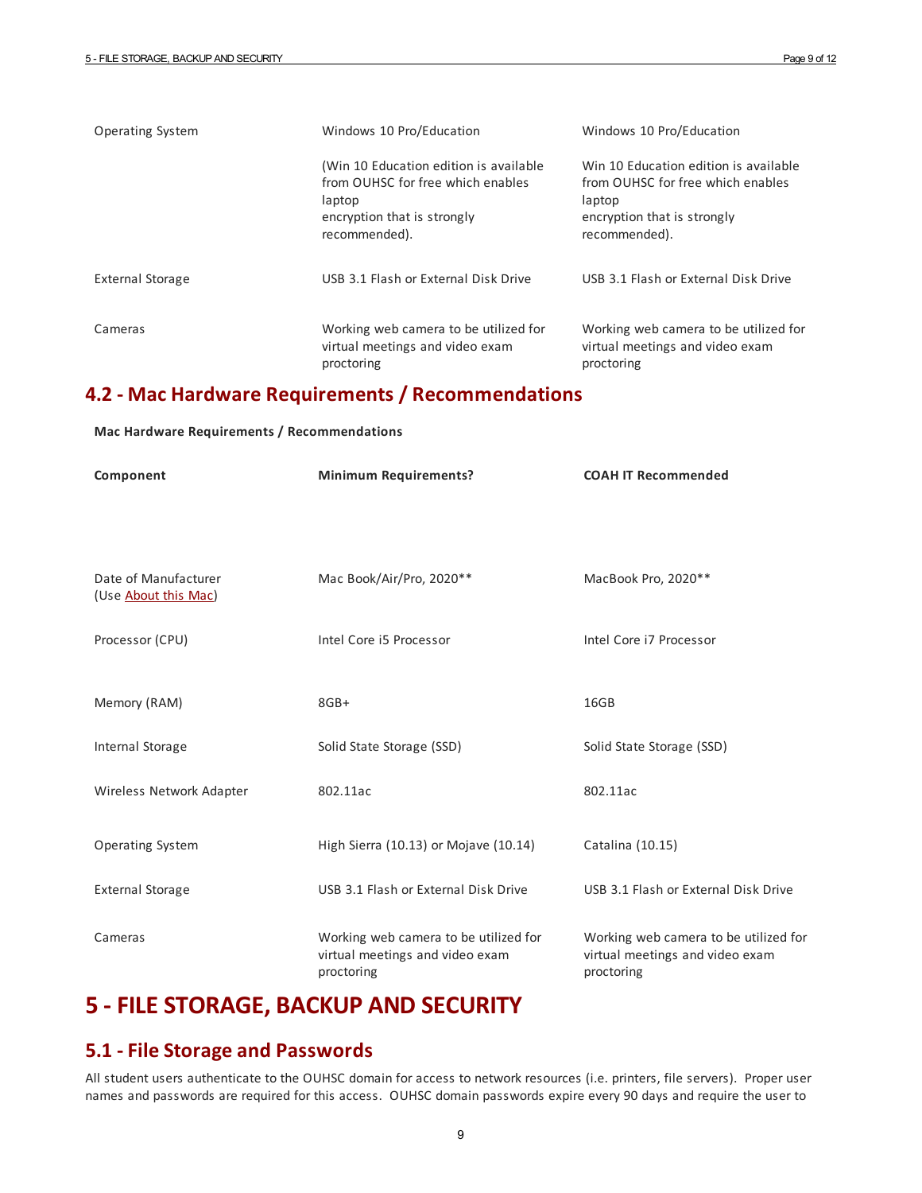| | | |
|---|---|---|
| Operating System | Windows 10 Pro/Education<br><br>(Win 10 Education edition is available from OUHSC for free which enables laptop encryption that is strongly recommended). | Windows 10 Pro/Education<br><br>Win 10 Education edition is available from OUHSC for free which enables laptop encryption that is strongly recommended). |
| External Storage | USB 3.1 Flash or External Disk Drive | USB 3.1 Flash or External Disk Drive |
| Cameras | Working web camera to be utilized for virtual meetings and video exam proctoring | Working web camera to be utilized for virtual meetings and video exam proctoring |

## 4.2 - Mac Hardware Requirements / Recommendations

**Mac Hardware Requirements / Recommendations**

| **Component** | **Minimum Requirements?** | **COAH IT Recommended** |
|---|---|---|
| Date of Manufacturer (Use About this Mac) | Mac Book/Air/Pro, 2020** | MacBook Pro, 2020** |
| Processor (CPU) | Intel Core i5 Processor | Intel Core i7 Processor |
| Memory (RAM) | 8GB+ | 16GB |
| Internal Storage | Solid State Storage (SSD) | Solid State Storage (SSD) |
| Wireless Network Adapter | 802.11ac | 802.11ac |
| Operating System | High Sierra (10.13) or Mojave (10.14) | Catalina (10.15) |
| External Storage | USB 3.1 Flash or External Disk Drive | USB 3.1 Flash or External Disk Drive |
| Cameras | Working web camera to be utilized for virtual meetings and video exam proctoring | Working web camera to be utilized for virtual meetings and video exam proctoring |

# 5 - FILE STORAGE, BACKUP AND SECURITY

## 5.1 - File Storage and Passwords

All student users authenticate to the OUHSC domain for access to network resources (i.e. printers, file servers). Proper user names and passwords are required for this access. OUHSC domain passwords expire every 90 days and require the user to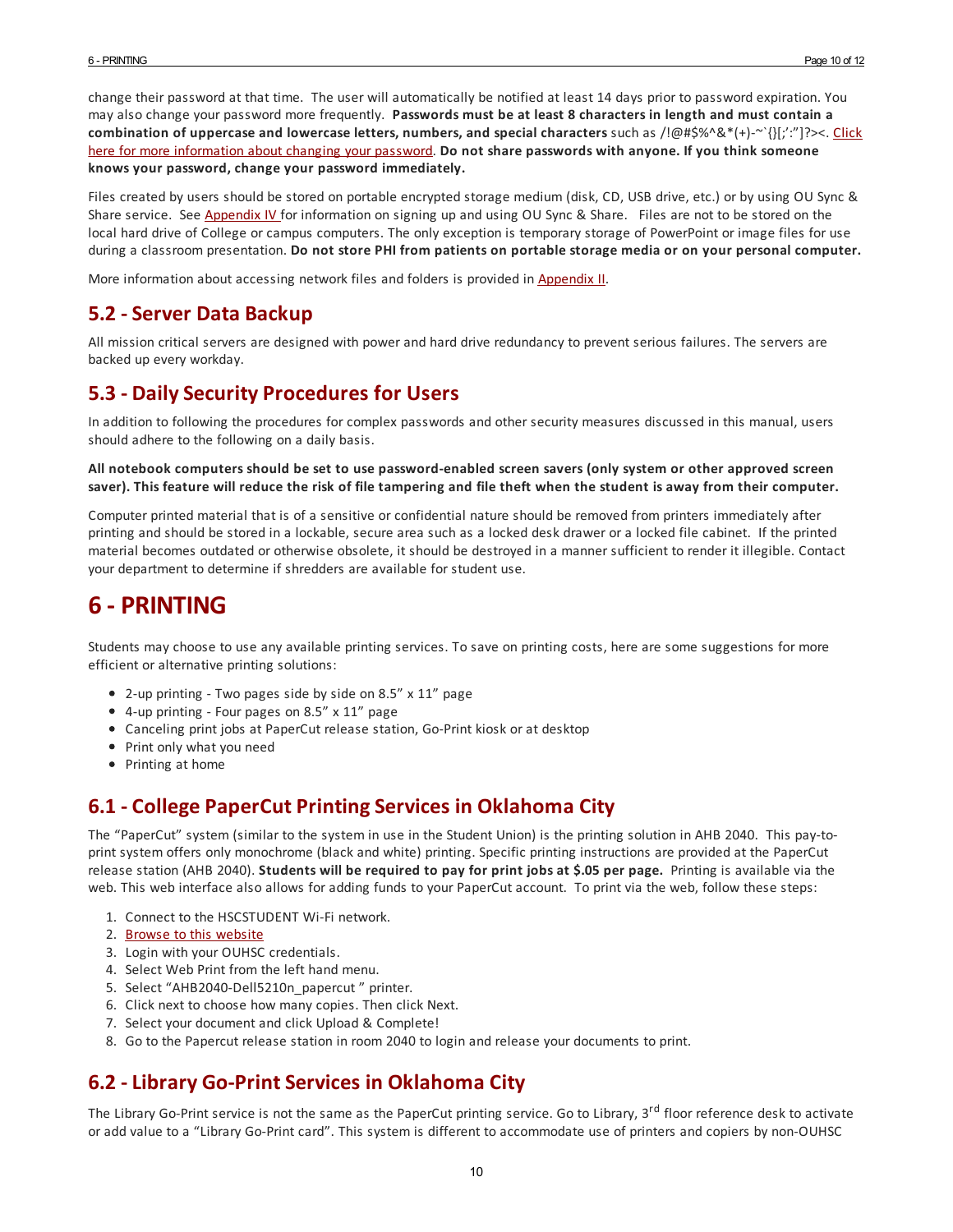change their password at that time. The user will automatically be notified at least 14 days prior to password expiration. You may also change your password more frequently. **Passwords must be at least 8 characters in length and must contain a combination of uppercase and lowercase letters, numbers, and special characters** such as /!@#$%^&*(+)-~`{}[;':"]?><. Click here for more information about changing your password. **Do not share passwords with anyone. If you think someone knows your password, change your password immediately.**

Files created by users should be stored on portable encrypted storage medium (disk, CD, USB drive, etc.) or by using OU Sync & Share service. See Appendix IV for information on signing up and using OU Sync & Share. Files are not to be stored on the local hard drive of College or campus computers. The only exception is temporary storage of PowerPoint or image files for use during a classroom presentation. **Do not store PHI from patients on portable storage media or on your personal computer.**

More information about accessing network files and folders is provided in Appendix II.

## 5.2 - Server Data Backup

All mission critical servers are designed with power and hard drive redundancy to prevent serious failures. The servers are backed up every workday.

## 5.3 - Daily Security Procedures for Users

In addition to following the procedures for complex passwords and other security measures discussed in this manual, users should adhere to the following on a daily basis.

**All notebook computers should be set to use password-enabled screen savers (only system or other approved screen saver). This feature will reduce the risk of file tampering and file theft when the student is away from their computer.**

Computer printed material that is of a sensitive or confidential nature should be removed from printers immediately after printing and should be stored in a lockable, secure area such as a locked desk drawer or a locked file cabinet. If the printed material becomes outdated or otherwise obsolete, it should be destroyed in a manner sufficient to render it illegible. Contact your department to determine if shredders are available for student use.

# 6 - PRINTING

Students may choose to use any available printing services. To save on printing costs, here are some suggestions for more efficient or alternative printing solutions:

- 2-up printing - Two pages side by side on 8.5" x 11" page
- 4-up printing - Four pages on 8.5" x 11" page
- Canceling print jobs at PaperCut release station, Go-Print kiosk or at desktop
- Print only what you need
- Printing at home

## 6.1 - College PaperCut Printing Services in Oklahoma City

The "PaperCut" system (similar to the system in use in the Student Union) is the printing solution in AHB 2040. This pay-to-print system offers only monochrome (black and white) printing. Specific printing instructions are provided at the PaperCut release station (AHB 2040). **Students will be required to pay for print jobs at $.05 per page.** Printing is available via the web. This web interface also allows for adding funds to your PaperCut account. To print via the web, follow these steps:

1. Connect to the HSCSTUDENT Wi-Fi network.
2. Browse to this website
3. Login with your OUHSC credentials.
4. Select Web Print from the left hand menu.
5. Select "AHB2040-Dell5210n_papercut " printer.
6. Click next to choose how many copies. Then click Next.
7. Select your document and click Upload & Complete!
8. Go to the Papercut release station in room 2040 to login and release your documents to print.

## 6.2 - Library Go-Print Services in Oklahoma City

The Library Go-Print service is not the same as the PaperCut printing service. Go to Library, 3rd floor reference desk to activate or add value to a "Library Go-Print card". This system is different to accommodate use of printers and copiers by non-OUHSC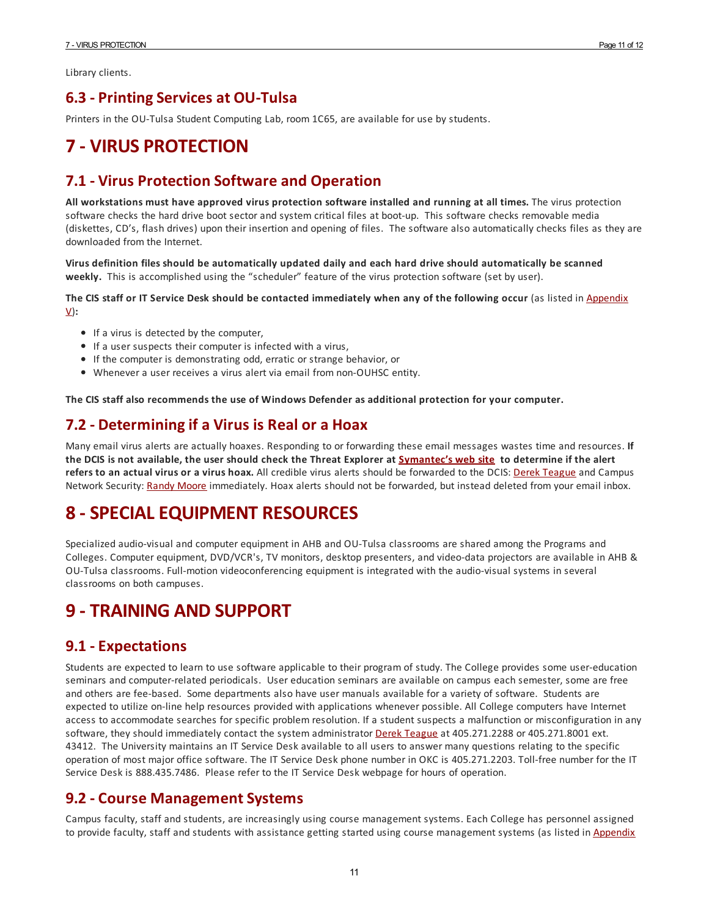Library clients.

## 6.3 - Printing Services at OU-Tulsa

Printers in the OU-Tulsa Student Computing Lab, room 1C65, are available for use by students.

# 7 - VIRUS PROTECTION

## 7.1 - Virus Protection Software and Operation

**All workstations must have approved virus protection software installed and running at all times.** The virus protection software checks the hard drive boot sector and system critical files at boot-up. This software checks removable media (diskettes, CD's, flash drives) upon their insertion and opening of files. The software also automatically checks files as they are downloaded from the Internet.

**Virus definition files should be automatically updated daily and each hard drive should automatically be scanned weekly.** This is accomplished using the "scheduler" feature of the virus protection software (set by user).

**The CIS staff or IT Service Desk should be contacted immediately when any of the following occur** (as listed in Appendix V)**:**

- If a virus is detected by the computer,
- If a user suspects their computer is infected with a virus,
- If the computer is demonstrating odd, erratic or strange behavior, or
- Whenever a user receives a virus alert via email from non-OUHSC entity.

**The CIS staff also recommends the use of Windows Defender as additional protection for your computer.**

## 7.2 - Determining if a Virus is Real or a Hoax

Many email virus alerts are actually hoaxes. Responding to or forwarding these email messages wastes time and resources. **If the DCIS is not available, the user should check the Threat Explorer at Symantec's web site to determine if the alert refers to an actual virus or a virus hoax.** All credible virus alerts should be forwarded to the DCIS: Derek Teague and Campus Network Security: Randy Moore immediately. Hoax alerts should not be forwarded, but instead deleted from your email inbox.

# 8 - SPECIAL EQUIPMENT RESOURCES

Specialized audio-visual and computer equipment in AHB and OU-Tulsa classrooms are shared among the Programs and Colleges. Computer equipment, DVD/VCR's, TV monitors, desktop presenters, and video-data projectors are available in AHB & OU-Tulsa classrooms. Full-motion videoconferencing equipment is integrated with the audio-visual systems in several classrooms on both campuses.

# 9 - TRAINING AND SUPPORT

## 9.1 - Expectations

Students are expected to learn to use software applicable to their program of study. The College provides some user-education seminars and computer-related periodicals. User education seminars are available on campus each semester, some are free and others are fee-based. Some departments also have user manuals available for a variety of software. Students are expected to utilize on-line help resources provided with applications whenever possible. All College computers have Internet access to accommodate searches for specific problem resolution. If a student suspects a malfunction or misconfiguration in any software, they should immediately contact the system administrator Derek Teague at 405.271.2288 or 405.271.8001 ext. 43412. The University maintains an IT Service Desk available to all users to answer many questions relating to the specific operation of most major office software. The IT Service Desk phone number in OKC is 405.271.2203. Toll-free number for the IT Service Desk is 888.435.7486. Please refer to the IT Service Desk webpage for hours of operation.

## 9.2 - Course Management Systems

Campus faculty, staff and students, are increasingly using course management systems. Each College has personnel assigned to provide faculty, staff and students with assistance getting started using course management systems (as listed in Appendix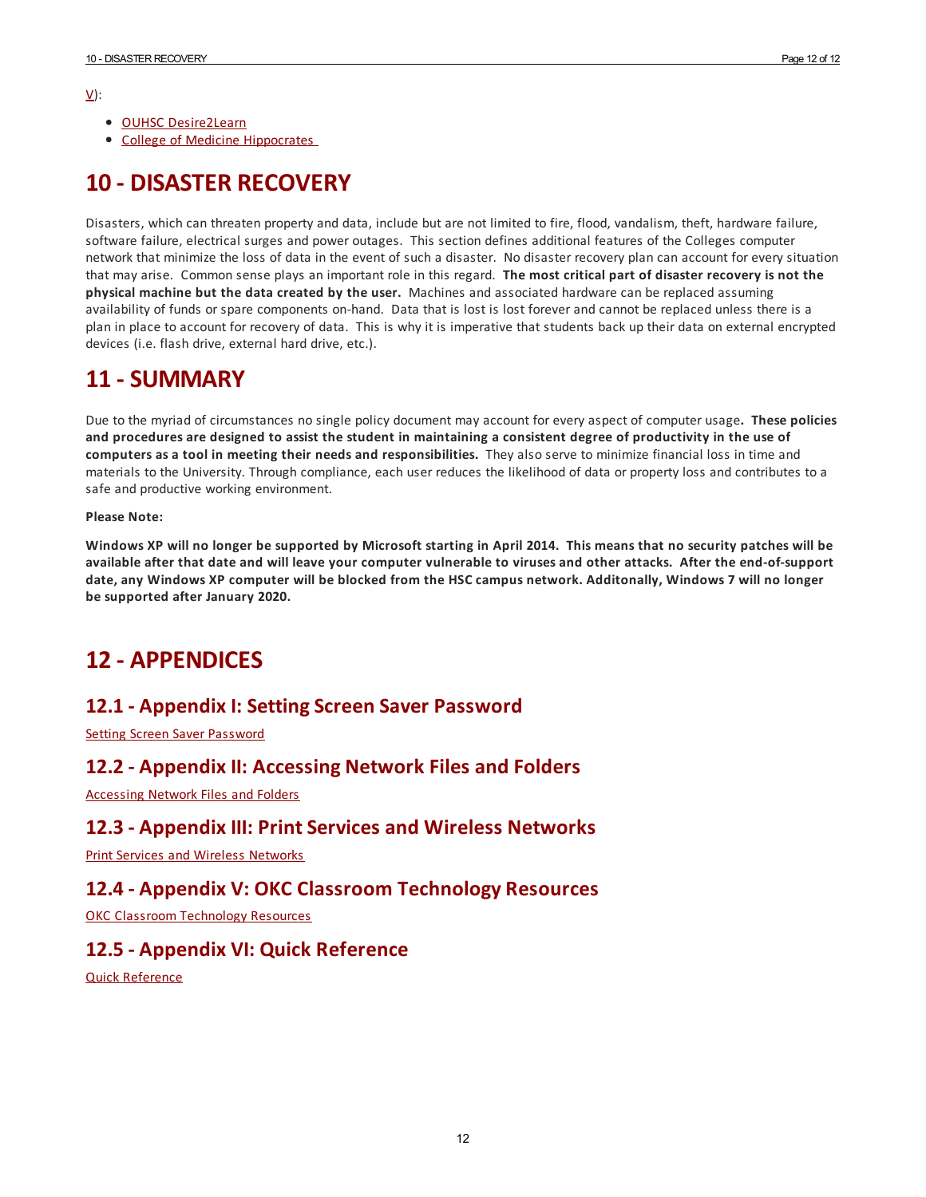V):

- OUHSC Desire2Learn
- College of Medicine Hippocrates

# 10 - DISASTER RECOVERY

Disasters, which can threaten property and data, include but are not limited to fire, flood, vandalism, theft, hardware failure, software failure, electrical surges and power outages. This section defines additional features of the Colleges computer network that minimize the loss of data in the event of such a disaster. No disaster recovery plan can account for every situation that may arise. Common sense plays an important role in this regard. **The most critical part of disaster recovery is not the physical machine but the data created by the user.** Machines and associated hardware can be replaced assuming availability of funds or spare components on-hand. Data that is lost is lost forever and cannot be replaced unless there is a plan in place to account for recovery of data. This is why it is imperative that students back up their data on external encrypted devices (i.e. flash drive, external hard drive, etc.).

# 11 - SUMMARY

Due to the myriad of circumstances no single policy document may account for every aspect of computer usage**. These policies and procedures are designed to assist the student in maintaining a consistent degree of productivity in the use of computers as a tool in meeting their needs and responsibilities.** They also serve to minimize financial loss in time and materials to the University. Through compliance, each user reduces the likelihood of data or property loss and contributes to a safe and productive working environment.

**Please Note:**

**Windows XP will no longer be supported by Microsoft starting in April 2014. This means that no security patches will be available after that date and will leave your computer vulnerable to viruses and other attacks. After the end-of-support date, any Windows XP computer will be blocked from the HSC campus network. Additonally, Windows 7 will no longer be supported after January 2020.**

# 12 - APPENDICES

## 12.1 - Appendix I: Setting Screen Saver Password

Setting Screen Saver Password

## 12.2 - Appendix II: Accessing Network Files and Folders

Accessing Network Files and Folders

## 12.3 - Appendix III: Print Services and Wireless Networks

Print Services and Wireless Networks

## 12.4 - Appendix V: OKC Classroom Technology Resources

OKC Classroom Technology Resources

## 12.5 - Appendix VI: Quick Reference

Quick Reference